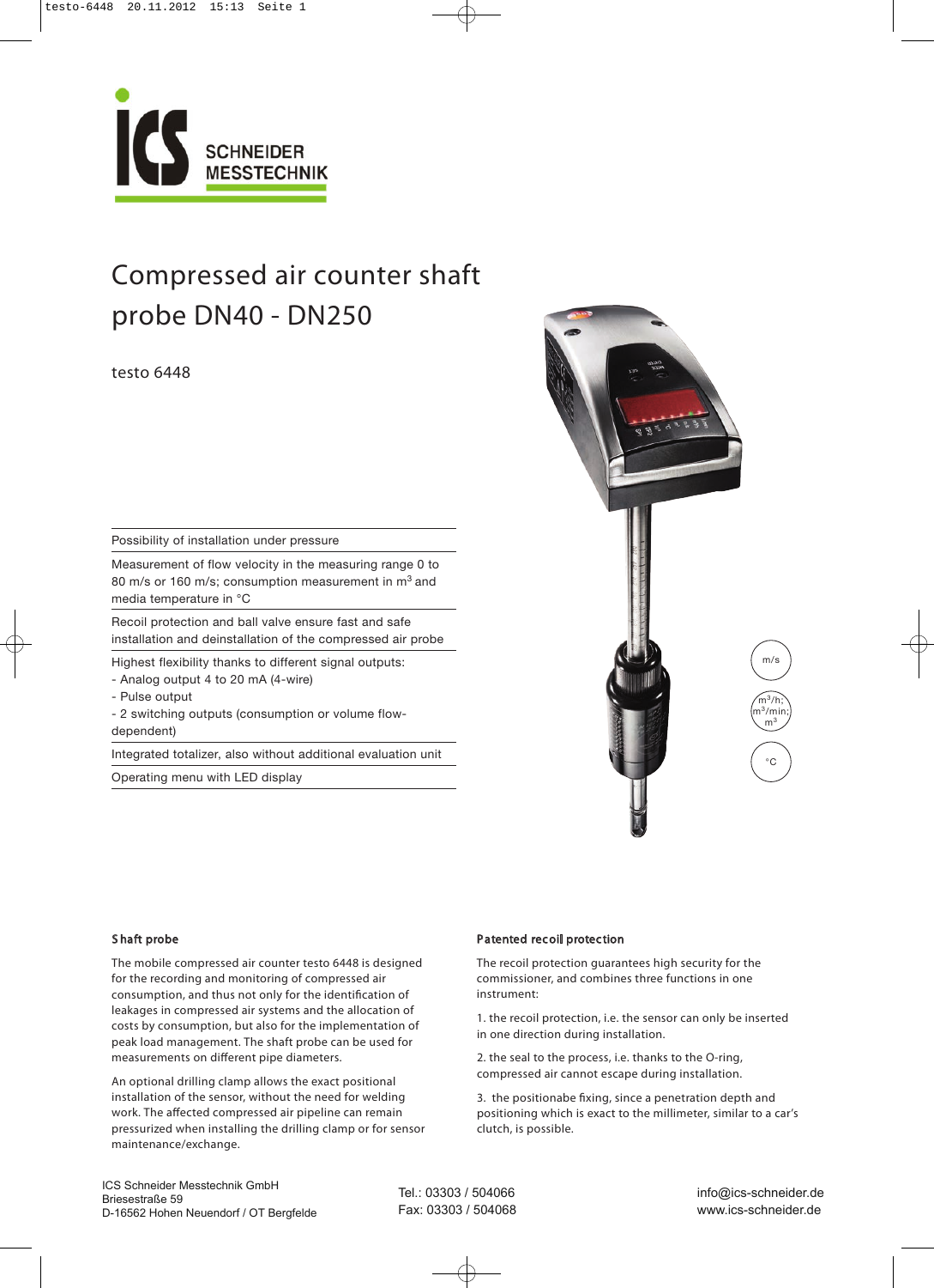# Compressed air counter shaft probe DN40 - DN250

testo 6448

- Possibility of installation under pressure
- Measurement of flow velocity in the measuring range 0 to 80 m/s or 160 m/s; consumption measurement in $m^3$ and media temperature in °C
- Recoil protection and ball valve ensure fast and safe installation and deinstallation of the compressed air probe
- Highest flexibility thanks to different signal outputs:
  - Analog output 4 to 20 mA (4-wire)
  - Pulse output
  - 2 switching outputs (consumption or volume flow-dependent)
- Integrated totalizer, also without additional evaluation unit
- Operating menu with LED display

m/s

$m^3$/h; $m^3$/min; $m^3$

°C

### Shaft probe

The mobile compressed air counter testo 6448 is designed for the recording and monitoring of compressed air consumption, and thus not only for the identification of leakages in compressed air systems and the allocation of costs by consumption, but also for the implementation of peak load management. The shaft probe can be used for measurements on different pipe diameters.

An optional drilling clamp allows the exact positional installation of the sensor, without the need for welding work. The affected compressed air pipeline can remain pressurized when installing the drilling clamp or for sensor maintenance/exchange.

### Patented recoil protection

The recoil protection guarantees high security for the commissioner, and combines three functions in one instrument:

1. the recoil protection, i.e. the sensor can only be inserted in one direction during installation.

2. the seal to the process, i.e. thanks to the O-ring, compressed air cannot escape during installation.

3. the positionabe fixing, since a penetration depth and positioning which is exact to the millimeter, similar to a car's clutch, is possible.

ICS Schneider Messtechnik GmbH
Briesestraße 59
D-16562 Hohen Neuendorf / OT Bergfelde

Tel.: 03303 / 504066
Fax: 03303 / 504068

info@ics-schneider.de
www.ics-schneider.de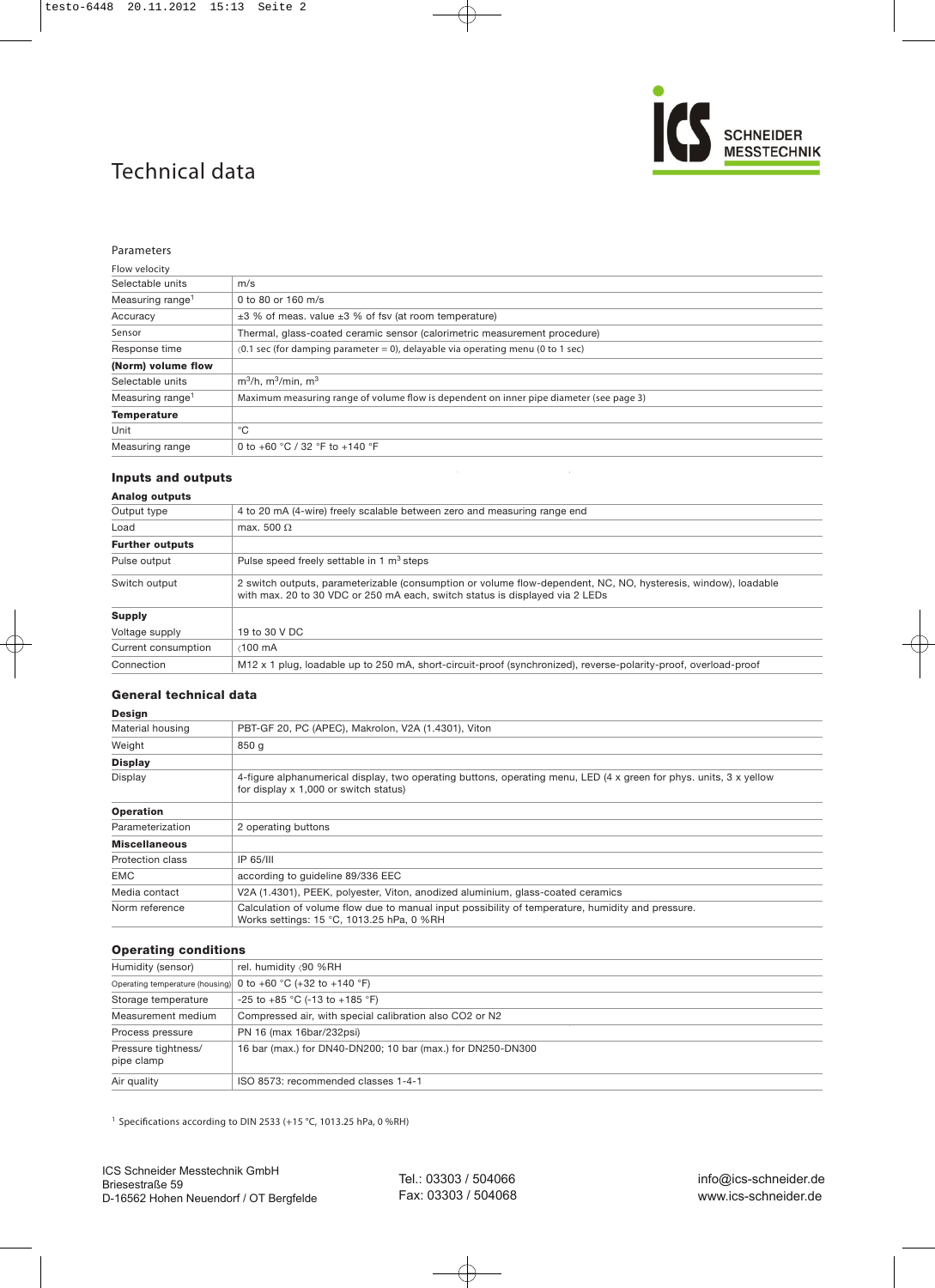# Technical data

## Parameters

| Flow velocity | |
|---|---|
| Selectable units | m/s |
| Measuring range[1] | 0 to 80 or 160 m/s |
| Accuracy | ±3 % of meas. value ±3 % of fsv (at room temperature) |
| Sensor | Thermal, glass-coated ceramic sensor (calorimetric measurement procedure) |
| Response time | ‹0.1 sec (for damping parameter = 0), delayable via operating menu (0 to 1 sec) |
| **(Norm) volume flow** | |
| Selectable units | $m^3$/h, $m^3$/min, $m^3$ |
| Measuring range[1] | Maximum measuring range of volume flow is dependent on inner pipe diameter (see page 3) |
| **Temperature** | |
| Unit | °C |
| Measuring range | 0 to +60 °C / 32 °F to +140 °F |

## Inputs and outputs

| **Analog outputs** | |
|---|---|
| Output type | 4 to 20 mA (4-wire) freely scalable between zero and measuring range end |
| Load | max. 500 Ω |
| **Further outputs** | |
| Pulse output | Pulse speed freely settable in 1 $m^3$ steps |
| Switch output | 2 switch outputs, parameterizable (consumption or volume flow-dependent, NC, NO, hysteresis, window), loadable with max. 20 to 30 VDC or 250 mA each, switch status is displayed via 2 LEDs |
| **Supply** | |
| Voltage supply | 19 to 30 V DC |
| Current consumption | ‹100 mA |
| Connection | M12 x 1 plug, loadable up to 250 mA, short-circuit-proof (synchronized), reverse-polarity-proof, overload-proof |

## General technical data

| **Design** | |
|---|---|
| Material housing | PBT-GF 20, PC (APEC), Makrolon, V2A (1.4301), Viton |
| Weight | 850 g |
| **Display** | |
| Display | 4-figure alphanumerical display, two operating buttons, operating menu, LED (4 x green for phys. units, 3 x yellow for display x 1,000 or switch status) |
| **Operation** | |
| Parameterization | 2 operating buttons |
| **Miscellaneous** | |
| Protection class | IP 65/III |
| EMC | according to guideline 89/336 EEC |
| Media contact | V2A (1.4301), PEEK, polyester, Viton, anodized aluminium, glass-coated ceramics |
| Norm reference | Calculation of volume flow due to manual input possibility of temperature, humidity and pressure. Works settings: 15 °C, 1013.25 hPa, 0 %RH |

## Operating conditions

| | |
|---|---|
| Humidity (sensor) | rel. humidity ‹90 %RH |
| Operating temperature (housing) | 0 to +60 °C (+32 to +140 °F) |
| Storage temperature | -25 to +85 °C (-13 to +185 °F) |
| Measurement medium | Compressed air, with special calibration also $CO_2$ or $N_2$ |
| Process pressure | PN 16 (max 16bar/232psi) |
| Pressure tightness/ pipe clamp | 16 bar (max.) for DN40-DN200; 10 bar (max.) for DN250-DN300 |
| Air quality | ISO 8573: recommended classes 1-4-1 |

[1] Specifications according to DIN 2533 (+15 °C, 1013.25 hPa, 0 %RH)

ICS Schneider Messtechnik GmbH
Briesestraße 59
D-16562 Hohen Neuendorf / OT Bergfelde

Tel.: 03303 / 504066
Fax: 03303 / 504068

info@ics-schneider.de
www.ics-schneider.de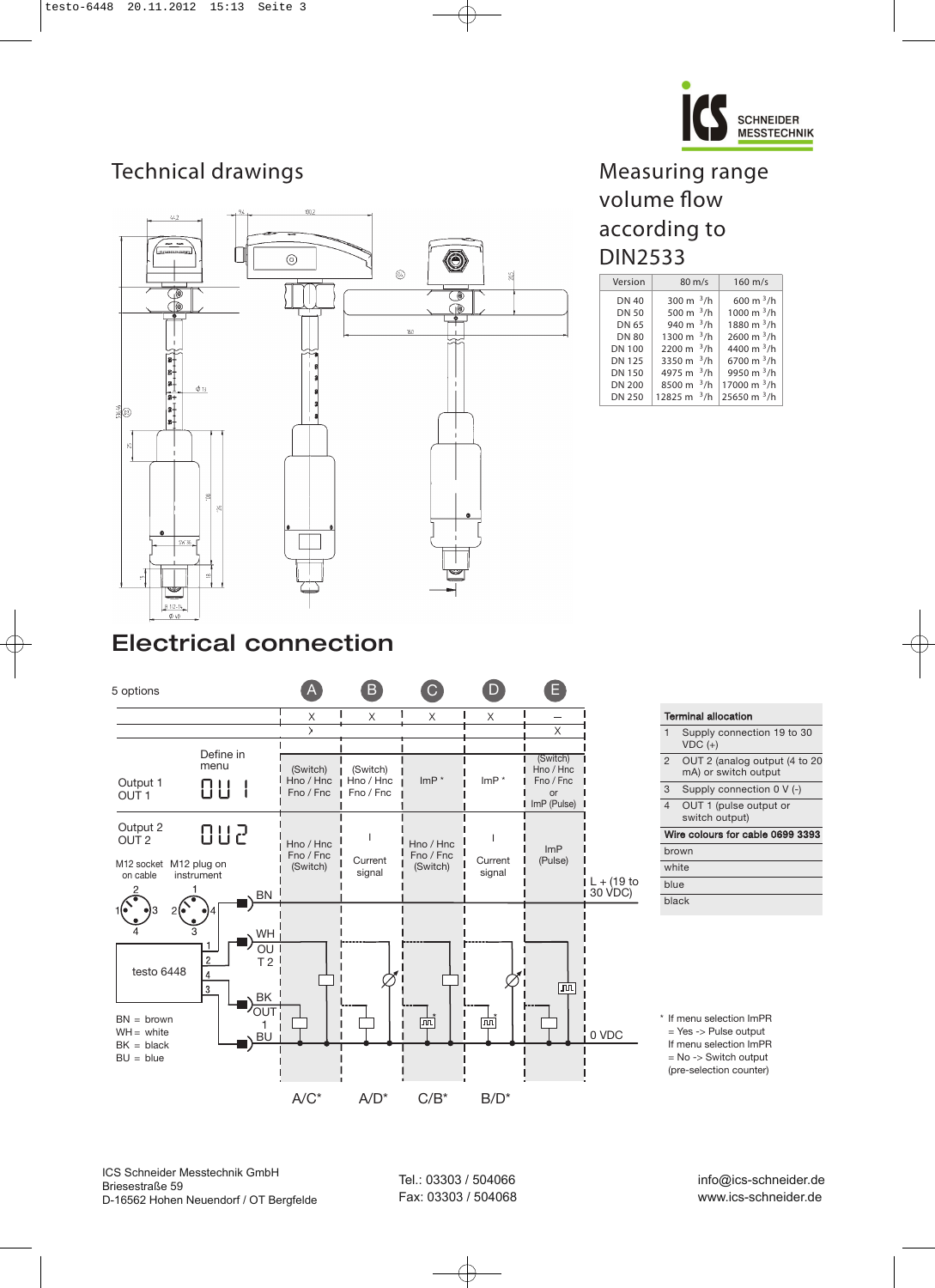# Technical drawings

# Measuring range volume flow according to DIN2533

| Version | 80 m/s | 160 m/s |
|---|---|---|
| DN 40 | 300 $m^3/h$ | 600 $m^3/h$ |
| DN 50 | 500 $m^3/h$ | 1000 $m^3/h$ |
| DN 65 | 940 $m^3/h$ | 1880 $m^3/h$ |
| DN 80 | 1300 $m^3/h$ | 2600 $m^3/h$ |
| DN 100 | 2200 $m^3/h$ | 4400 $m^3/h$ |
| DN 125 | 3350 $m^3/h$ | 6700 $m^3/h$ |
| DN 150 | 4975 $m^3/h$ | 9950 $m^3/h$ |
| DN 200 | 8500 $m^3/h$ | 17000 $m^3/h$ |
| DN 250 | 12825 $m^3/h$ | 25650 $m^3/h$ |

# Electrical connection

5 options

| | Define in menu | A | B | C | D | E |
|---|---|---|---|---|---|---|
| | | X | X | X | X | – |
| | | | | | | X |
| Output 1 OUT 1 | OU 1 | (Switch) Hno / Hnc Fno / Fnc | (Switch) Hno / Hnc Fno / Fnc | ImP * | ImP * | (Switch) Hno / Hnc Fno / Fnc or ImP (Pulse) |
| Output 2 OUT 2 | OU 2 | Hno / Hnc Fno / Fnc (Switch) | I Current signal | Hno / Hnc Fno / Fnc (Switch) | I Current signal | ImP (Pulse) |
| | | A/C* | A/D* | C/B* | B/D* | |

M12 socket on cable / M12 plug on instrument

testo 6448: BN – L + (19 to 30 VDC); WH – OUT 2; BK – OUT 1; BU – 0 VDC

BN = brown
WH = white
BK = black
BU = blue

| Terminal allocation | |
|---|---|
| 1 | Supply connection 19 to 30 VDC (+) |
| 2 | OUT 2 (analog output (4 to 20 mA) or switch output |
| 3 | Supply connection 0 V (-) |
| 4 | OUT 1 (pulse output or switch output) |

| Wire colours for cable 0699 3393 |
|---|
| brown |
| white |
| blue |
| black |

\* If menu selection ImPR = Yes -> Pulse output
If menu selection ImPR = No -> Switch output (pre-selection counter)

ICS Schneider Messtechnik GmbH
Briesestraße 59
D-16562 Hohen Neuendorf / OT Bergfelde

Tel.: 03303 / 504066
Fax: 03303 / 504068

info@ics-schneider.de
www.ics-schneider.de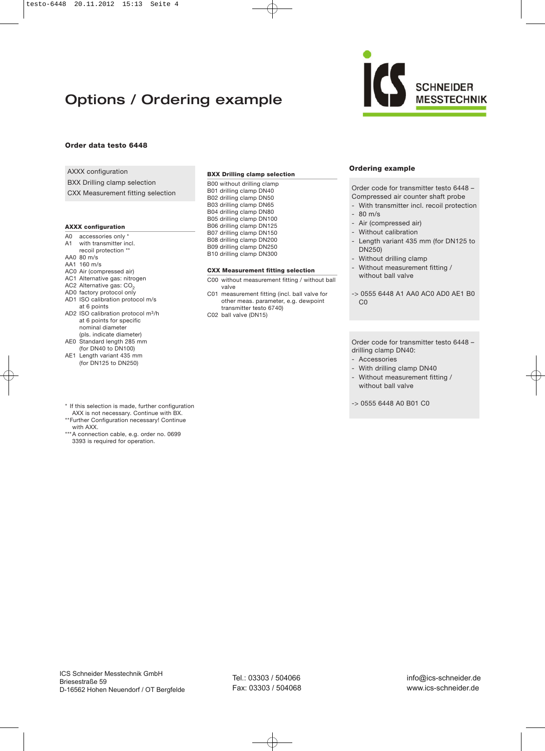# Options / Ordering example

SCHNEIDER MESSTECHNIK

### Order data testo 6448

AXXX configuration
BXX Drilling clamp selection
CXX Measurement fitting selection

**AXXX configuration**

A0 accessories only *
A1 with transmitter incl. recoil protection **
AA0 80 m/s
AA1 160 m/s
AC0 Air (compressed air)
AC1 Alternative gas: nitrogen
AC2 Alternative gas: $CO_2$
AD0 factory protocol only
AD1 ISO calibration protocol m/s at 6 points
AD2 ISO calibration protocol m³/h at 6 points for specific nominal diameter (pls. indicate diameter)
AE0 Standard length 285 mm (for DN40 to DN100)
AE1 Length variant 435 mm (for DN125 to DN250)

**BXX Drilling clamp selection**

B00 without drilling clamp
B01 drilling clamp DN40
B02 drilling clamp DN50
B03 drilling clamp DN65
B04 drilling clamp DN80
B05 drilling clamp DN100
B06 drilling clamp DN125
B07 drilling clamp DN150
B08 drilling clamp DN200
B09 drilling clamp DN250
B10 drilling clamp DN300

**CXX Measurement fitting selection**

C00 without measurement fitting / without ball valve
C01 measurement fitting (incl. ball valve for other meas. parameter, e.g. dewpoint transmitter testo 6740)
C02 ball valve (DN15)

* If this selection is made, further configuration AXX is not necessary. Continue with BX.
** Further Configuration necessary! Continue with AXX.
*** A connection cable, e.g. order no. 0699 3393 is required for operation.

**Ordering example**

Order code for transmitter testo 6448 – Compressed air counter shaft probe
- With transmitter incl. recoil protection
- 80 m/s
- Air (compressed air)
- Without calibration
- Length variant 435 mm (for DN125 to DN250)
- Without drilling clamp
- Without measurement fitting / without ball valve

-> 0555 6448 A1 AA0 AC0 AD0 AE1 B0 C0

Order code for transmitter testo 6448 – drilling clamp DN40:
- Accessories
- With drilling clamp DN40
- Without measurement fitting / without ball valve

-> 0555 6448 A0 B01 C0

ICS Schneider Messtechnik GmbH
Briesestraße 59
D-16562 Hohen Neuendorf / OT Bergfelde

Tel.: 03303 / 504066
Fax: 03303 / 504068

info@ics-schneider.de
www.ics-schneider.de